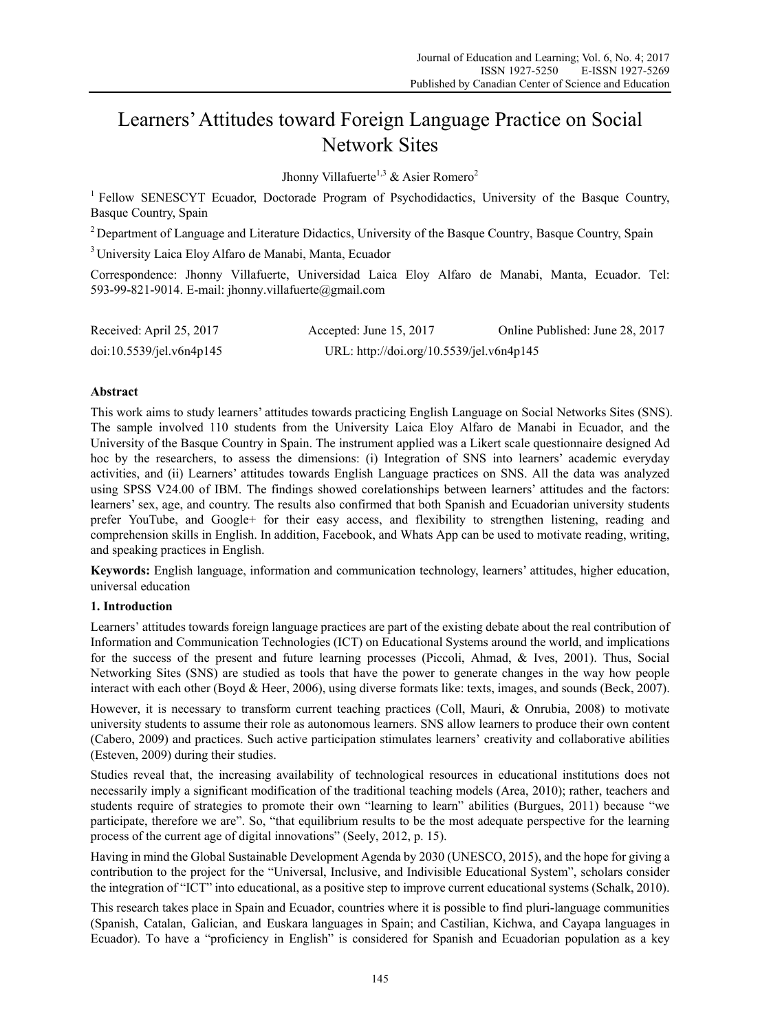# Learners' Attitudes toward Foreign Language Practice on Social Network Sites

Jhonny Villafuerte[1,3] & Asier Romero[2]

[1] Fellow SENESCYT Ecuador, Doctorade Program of Psychodidactics, University of the Basque Country, Basque Country, Spain

[2] Department of Language and Literature Didactics, University of the Basque Country, Basque Country, Spain

[3] University Laica Eloy Alfaro de Manabi, Manta, Ecuador

Correspondence: Jhonny Villafuerte, Universidad Laica Eloy Alfaro de Manabi, Manta, Ecuador. Tel: 593-99-821-9014. E-mail: jhonny.villafuerte@gmail.com

Received: April 25, 2017 Accepted: June 15, 2017 Online Published: June 28, 2017

doi:10.5539/jel.v6n4p145 URL: http://doi.org/10.5539/jel.v6n4p145

## Abstract

This work aims to study learners' attitudes towards practicing English Language on Social Networks Sites (SNS). The sample involved 110 students from the University Laica Eloy Alfaro de Manabi in Ecuador, and the University of the Basque Country in Spain. The instrument applied was a Likert scale questionnaire designed Ad hoc by the researchers, to assess the dimensions: (i) Integration of SNS into learners' academic everyday activities, and (ii) Learners' attitudes towards English Language practices on SNS. All the data was analyzed using SPSS V24.00 of IBM. The findings showed corelationships between learners' attitudes and the factors: learners' sex, age, and country. The results also confirmed that both Spanish and Ecuadorian university students prefer YouTube, and Google+ for their easy access, and flexibility to strengthen listening, reading and comprehension skills in English. In addition, Facebook, and Whats App can be used to motivate reading, writing, and speaking practices in English.

**Keywords:** English language, information and communication technology, learners' attitudes, higher education, universal education

## 1. Introduction

Learners' attitudes towards foreign language practices are part of the existing debate about the real contribution of Information and Communication Technologies (ICT) on Educational Systems around the world, and implications for the success of the present and future learning processes (Piccoli, Ahmad, & Ives, 2001). Thus, Social Networking Sites (SNS) are studied as tools that have the power to generate changes in the way how people interact with each other (Boyd & Heer, 2006), using diverse formats like: texts, images, and sounds (Beck, 2007).

However, it is necessary to transform current teaching practices (Coll, Mauri, & Onrubia, 2008) to motivate university students to assume their role as autonomous learners. SNS allow learners to produce their own content (Cabero, 2009) and practices. Such active participation stimulates learners' creativity and collaborative abilities (Esteven, 2009) during their studies.

Studies reveal that, the increasing availability of technological resources in educational institutions does not necessarily imply a significant modification of the traditional teaching models (Area, 2010); rather, teachers and students require of strategies to promote their own "learning to learn" abilities (Burgues, 2011) because "we participate, therefore we are". So, "that equilibrium results to be the most adequate perspective for the learning process of the current age of digital innovations" (Seely, 2012, p. 15).

Having in mind the Global Sustainable Development Agenda by 2030 (UNESCO, 2015), and the hope for giving a contribution to the project for the "Universal, Inclusive, and Indivisible Educational System", scholars consider the integration of "ICT" into educational, as a positive step to improve current educational systems (Schalk, 2010).

This research takes place in Spain and Ecuador, countries where it is possible to find pluri-language communities (Spanish, Catalan, Galician, and Euskara languages in Spain; and Castilian, Kichwa, and Cayapa languages in Ecuador). To have a "proficiency in English" is considered for Spanish and Ecuadorian population as a key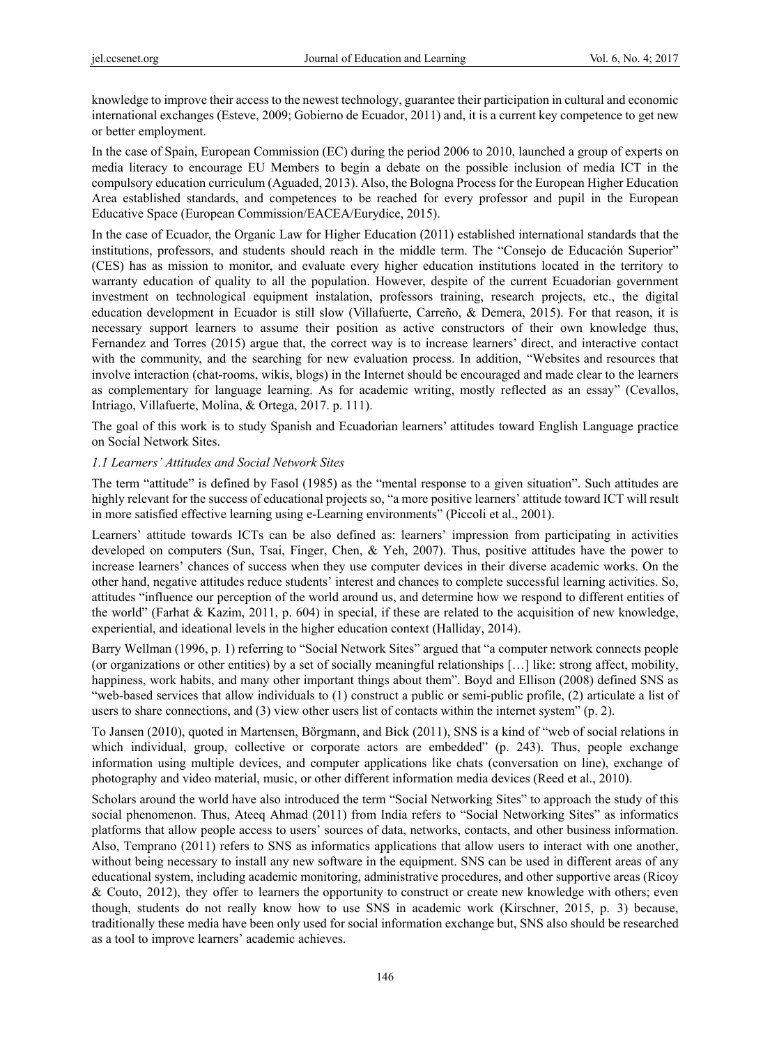knowledge to improve their access to the newest technology, guarantee their participation in cultural and economic international exchanges (Esteve, 2009; Gobierno de Ecuador, 2011) and, it is a current key competence to get new or better employment.

In the case of Spain, European Commission (EC) during the period 2006 to 2010, launched a group of experts on media literacy to encourage EU Members to begin a debate on the possible inclusion of media ICT in the compulsory education curriculum (Aguaded, 2013). Also, the Bologna Process for the European Higher Education Area established standards, and competences to be reached for every professor and pupil in the European Educative Space (European Commission/EACEA/Eurydice, 2015).

In the case of Ecuador, the Organic Law for Higher Education (2011) established international standards that the institutions, professors, and students should reach in the middle term. The "Consejo de Educación Superior" (CES) has as mission to monitor, and evaluate every higher education institutions located in the territory to warranty education of quality to all the population. However, despite of the current Ecuadorian government investment on technological equipment instalation, professors training, research projects, etc., the digital education development in Ecuador is still slow (Villafuerte, Carreño, & Demera, 2015). For that reason, it is necessary support learners to assume their position as active constructors of their own knowledge thus, Fernandez and Torres (2015) argue that, the correct way is to increase learners' direct, and interactive contact with the community, and the searching for new evaluation process. In addition, "Websites and resources that involve interaction (chat-rooms, wikis, blogs) in the Internet should be encouraged and made clear to the learners as complementary for language learning. As for academic writing, mostly reflected as an essay" (Cevallos, Intriago, Villafuerte, Molina, & Ortega, 2017. p. 111).

The goal of this work is to study Spanish and Ecuadorian learners' attitudes toward English Language practice on Social Network Sites.

### *1.1 Learners' Attitudes and Social Network Sites*

The term "attitude" is defined by Fasol (1985) as the "mental response to a given situation". Such attitudes are highly relevant for the success of educational projects so, "a more positive learners' attitude toward ICT will result in more satisfied effective learning using e-Learning environments" (Piccoli et al., 2001).

Learners' attitude towards ICTs can be also defined as: learners' impression from participating in activities developed on computers (Sun, Tsai, Finger, Chen, & Yeh, 2007). Thus, positive attitudes have the power to increase learners' chances of success when they use computer devices in their diverse academic works. On the other hand, negative attitudes reduce students' interest and chances to complete successful learning activities. So, attitudes "influence our perception of the world around us, and determine how we respond to different entities of the world" (Farhat & Kazim, 2011, p. 604) in special, if these are related to the acquisition of new knowledge, experiential, and ideational levels in the higher education context (Halliday, 2014).

Barry Wellman (1996, p. 1) referring to "Social Network Sites" argued that "a computer network connects people (or organizations or other entities) by a set of socially meaningful relationships […] like: strong affect, mobility, happiness, work habits, and many other important things about them". Boyd and Ellison (2008) defined SNS as "web-based services that allow individuals to (1) construct a public or semi-public profile, (2) articulate a list of users to share connections, and (3) view other users list of contacts within the internet system" (p. 2).

To Jansen (2010), quoted in Martensen, Börgmann, and Bick (2011), SNS is a kind of "web of social relations in which individual, group, collective or corporate actors are embedded" (p. 243). Thus, people exchange information using multiple devices, and computer applications like chats (conversation on line), exchange of photography and video material, music, or other different information media devices (Reed et al., 2010).

Scholars around the world have also introduced the term "Social Networking Sites" to approach the study of this social phenomenon. Thus, Ateeq Ahmad (2011) from India refers to "Social Networking Sites" as informatics platforms that allow people access to users' sources of data, networks, contacts, and other business information. Also, Temprano (2011) refers to SNS as informatics applications that allow users to interact with one another, without being necessary to install any new software in the equipment. SNS can be used in different areas of any educational system, including academic monitoring, administrative procedures, and other supportive areas (Ricoy & Couto, 2012), they offer to learners the opportunity to construct or create new knowledge with others; even though, students do not really know how to use SNS in academic work (Kirschner, 2015, p. 3) because, traditionally these media have been only used for social information exchange but, SNS also should be researched as a tool to improve learners' academic achieves.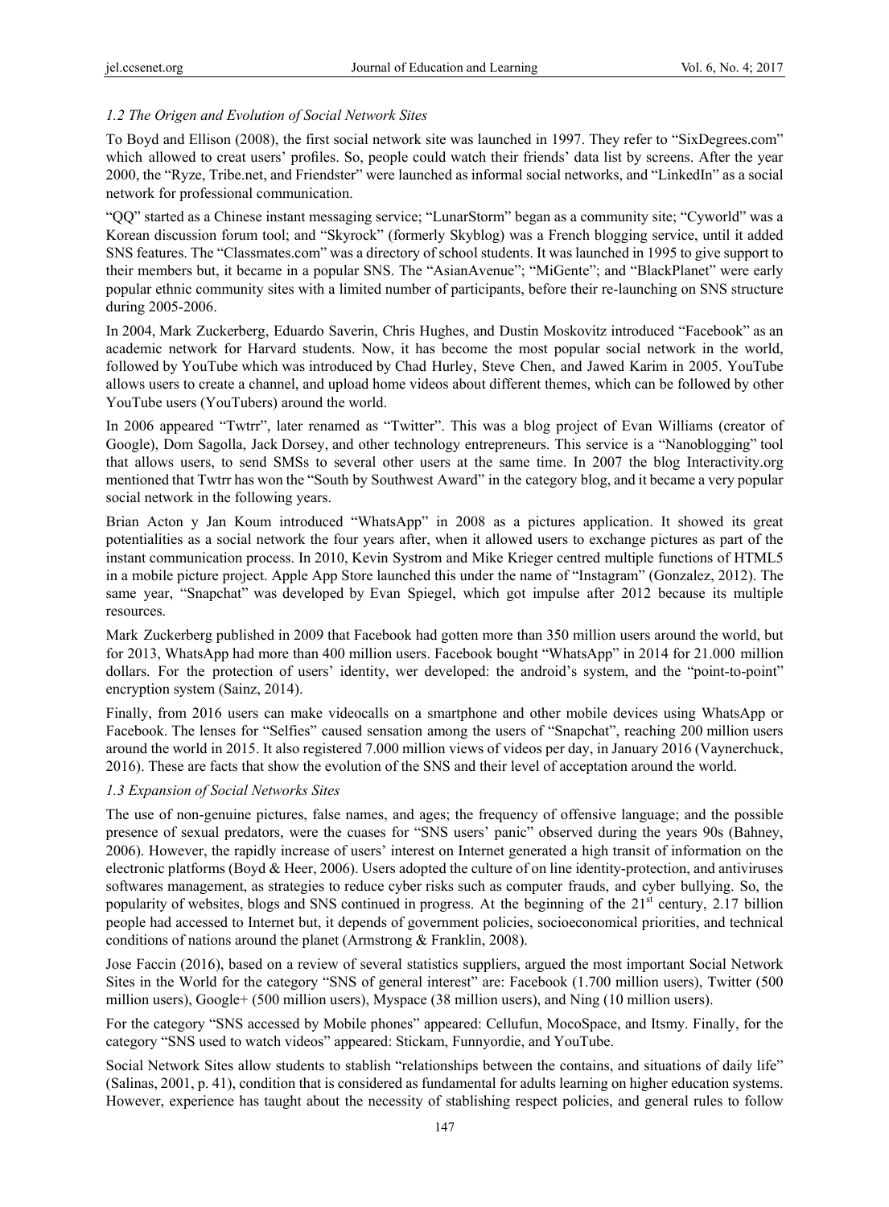### *1.2 The Origen and Evolution of Social Network Sites*

To Boyd and Ellison (2008), the first social network site was launched in 1997. They refer to "SixDegrees.com" which allowed to creat users' profiles. So, people could watch their friends' data list by screens. After the year 2000, the "Ryze, Tribe.net, and Friendster" were launched as informal social networks, and "LinkedIn" as a social network for professional communication.

"QQ" started as a Chinese instant messaging service; "LunarStorm" began as a community site; "Cyworld" was a Korean discussion forum tool; and "Skyrock" (formerly Skyblog) was a French blogging service, until it added SNS features. The "Classmates.com" was a directory of school students. It was launched in 1995 to give support to their members but, it became in a popular SNS. The "AsianAvenue"; "MiGente"; and "BlackPlanet" were early popular ethnic community sites with a limited number of participants, before their re-launching on SNS structure during 2005-2006.

In 2004, Mark Zuckerberg, Eduardo Saverin, Chris Hughes, and Dustin Moskovitz introduced "Facebook" as an academic network for Harvard students. Now, it has become the most popular social network in the world, followed by YouTube which was introduced by Chad Hurley, Steve Chen, and Jawed Karim in 2005. YouTube allows users to create a channel, and upload home videos about different themes, which can be followed by other YouTube users (YouTubers) around the world.

In 2006 appeared "Twtrr", later renamed as "Twitter". This was a blog project of Evan Williams (creator of Google), Dom Sagolla, Jack Dorsey, and other technology entrepreneurs. This service is a "Nanoblogging" tool that allows users, to send SMSs to several other users at the same time. In 2007 the blog Interactivity.org mentioned that Twtrr has won the "South by Southwest Award" in the category blog, and it became a very popular social network in the following years.

Brian Acton y Jan Koum introduced "WhatsApp" in 2008 as a pictures application. It showed its great potentialities as a social network the four years after, when it allowed users to exchange pictures as part of the instant communication process. In 2010, Kevin Systrom and Mike Krieger centred multiple functions of HTML5 in a mobile picture project. Apple App Store launched this under the name of "Instagram" (Gonzalez, 2012). The same year, "Snapchat" was developed by Evan Spiegel, which got impulse after 2012 because its multiple resources.

Mark Zuckerberg published in 2009 that Facebook had gotten more than 350 million users around the world, but for 2013, WhatsApp had more than 400 million users. Facebook bought "WhatsApp" in 2014 for 21.000 million dollars. For the protection of users' identity, wer developed: the android's system, and the "point-to-point" encryption system (Sainz, 2014).

Finally, from 2016 users can make videocalls on a smartphone and other mobile devices using WhatsApp or Facebook. The lenses for "Selfies" caused sensation among the users of "Snapchat", reaching 200 million users around the world in 2015. It also registered 7.000 million views of videos per day, in January 2016 (Vaynerchuck, 2016). These are facts that show the evolution of the SNS and their level of acceptation around the world.

### *1.3 Expansion of Social Networks Sites*

The use of non-genuine pictures, false names, and ages; the frequency of offensive language; and the possible presence of sexual predators, were the cuases for "SNS users' panic" observed during the years 90s (Bahney, 2006). However, the rapidly increase of users' interest on Internet generated a high transit of information on the electronic platforms (Boyd & Heer, 2006). Users adopted the culture of on line identity-protection, and antiviruses softwares management, as strategies to reduce cyber risks such as computer frauds, and cyber bullying. So, the popularity of websites, blogs and SNS continued in progress. At the beginning of the 21st century, 2.17 billion people had accessed to Internet but, it depends of government policies, socioeconomical priorities, and technical conditions of nations around the planet (Armstrong & Franklin, 2008).

Jose Faccin (2016), based on a review of several statistics suppliers, argued the most important Social Network Sites in the World for the category "SNS of general interest" are: Facebook (1.700 million users), Twitter (500 million users), Google+ (500 million users), Myspace (38 million users), and Ning (10 million users).

For the category "SNS accessed by Mobile phones" appeared: Cellufun, MocoSpace, and Itsmy. Finally, for the category "SNS used to watch videos" appeared: Stickam, Funnyordie, and YouTube.

Social Network Sites allow students to stablish "relationships between the contains, and situations of daily life" (Salinas, 2001, p. 41), condition that is considered as fundamental for adults learning on higher education systems. However, experience has taught about the necessity of stablishing respect policies, and general rules to follow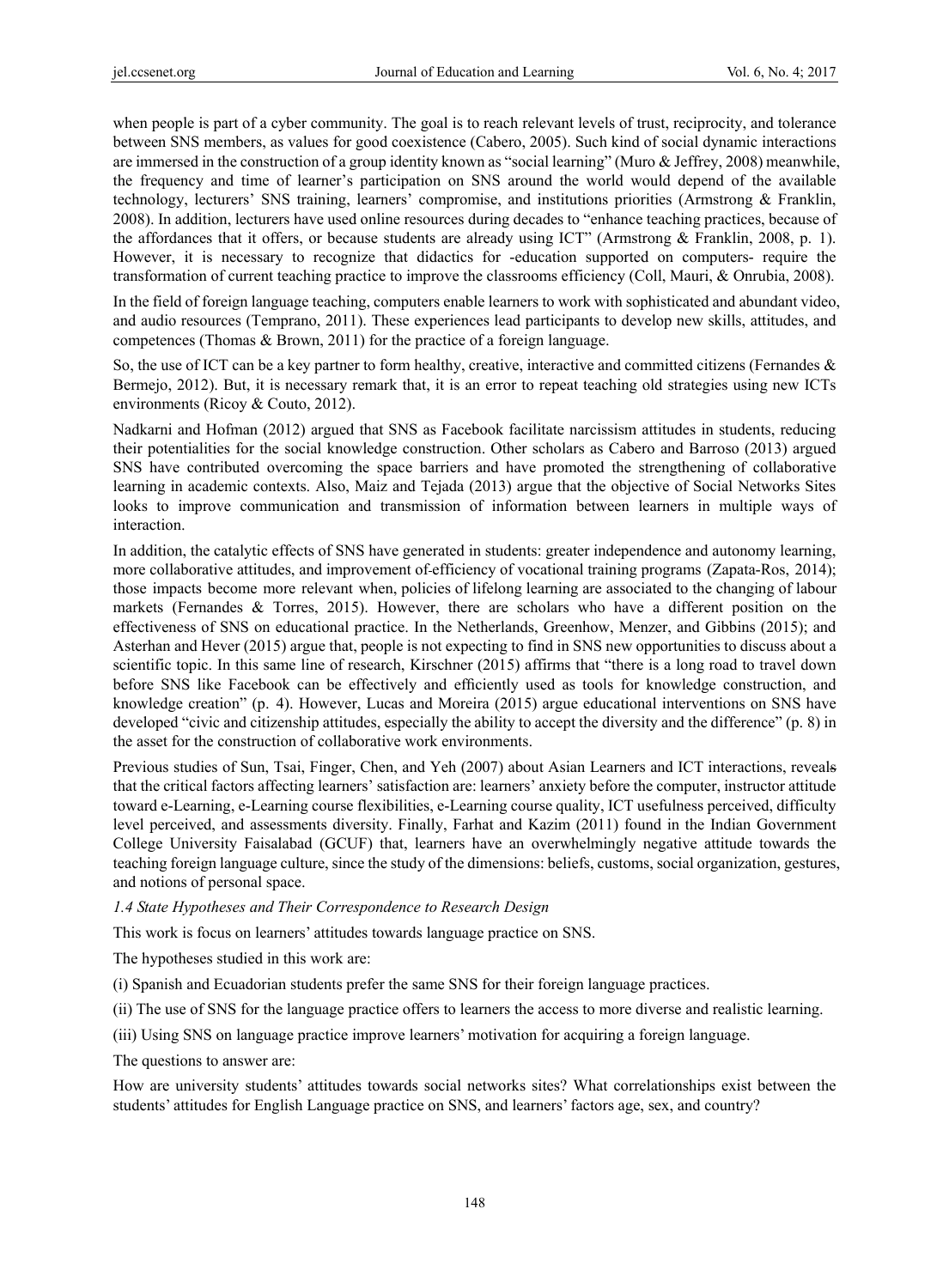when people is part of a cyber community. The goal is to reach relevant levels of trust, reciprocity, and tolerance between SNS members, as values for good coexistence (Cabero, 2005). Such kind of social dynamic interactions are immersed in the construction of a group identity known as "social learning" (Muro & Jeffrey, 2008) meanwhile, the frequency and time of learner's participation on SNS around the world would depend of the available technology, lecturers' SNS training, learners' compromise, and institutions priorities (Armstrong & Franklin, 2008). In addition, lecturers have used online resources during decades to "enhance teaching practices, because of the affordances that it offers, or because students are already using ICT" (Armstrong & Franklin, 2008, p. 1). However, it is necessary to recognize that didactics for -education supported on computers- require the transformation of current teaching practice to improve the classrooms efficiency (Coll, Mauri, & Onrubia, 2008).

In the field of foreign language teaching, computers enable learners to work with sophisticated and abundant video, and audio resources (Temprano, 2011). These experiences lead participants to develop new skills, attitudes, and competences (Thomas & Brown, 2011) for the practice of a foreign language.

So, the use of ICT can be a key partner to form healthy, creative, interactive and committed citizens (Fernandes & Bermejo, 2012). But, it is necessary remark that, it is an error to repeat teaching old strategies using new ICTs environments (Ricoy & Couto, 2012).

Nadkarni and Hofman (2012) argued that SNS as Facebook facilitate narcissism attitudes in students, reducing their potentialities for the social knowledge construction. Other scholars as Cabero and Barroso (2013) argued SNS have contributed overcoming the space barriers and have promoted the strengthening of collaborative learning in academic contexts. Also, Maiz and Tejada (2013) argue that the objective of Social Networks Sites looks to improve communication and transmission of information between learners in multiple ways of interaction.

In addition, the catalytic effects of SNS have generated in students: greater independence and autonomy learning, more collaborative attitudes, and improvement of efficiency of vocational training programs (Zapata-Ros, 2014); those impacts become more relevant when, policies of lifelong learning are associated to the changing of labour markets (Fernandes & Torres, 2015). However, there are scholars who have a different position on the effectiveness of SNS on educational practice. In the Netherlands, Greenhow, Menzer, and Gibbins (2015); and Asterhan and Hever (2015) argue that, people is not expecting to find in SNS new opportunities to discuss about a scientific topic. In this same line of research, Kirschner (2015) affirms that "there is a long road to travel down before SNS like Facebook can be effectively and efficiently used as tools for knowledge construction, and knowledge creation" (p. 4). However, Lucas and Moreira (2015) argue educational interventions on SNS have developed "civic and citizenship attitudes, especially the ability to accept the diversity and the difference" (p. 8) in the asset for the construction of collaborative work environments.

Previous studies of Sun, Tsai, Finger, Chen, and Yeh (2007) about Asian Learners and ICT interactions, reveals that the critical factors affecting learners' satisfaction are: learners' anxiety before the computer, instructor attitude toward e-Learning, e-Learning course flexibilities, e-Learning course quality, ICT usefulness perceived, difficulty level perceived, and assessments diversity. Finally, Farhat and Kazim (2011) found in the Indian Government College University Faisalabad (GCUF) that, learners have an overwhelmingly negative attitude towards the teaching foreign language culture, since the study of the dimensions: beliefs, customs, social organization, gestures, and notions of personal space.

### *1.4 State Hypotheses and Their Correspondence to Research Design*

This work is focus on learners' attitudes towards language practice on SNS.

The hypotheses studied in this work are:

(i) Spanish and Ecuadorian students prefer the same SNS for their foreign language practices.

(ii) The use of SNS for the language practice offers to learners the access to more diverse and realistic learning.

(iii) Using SNS on language practice improve learners' motivation for acquiring a foreign language.

The questions to answer are:

How are university students' attitudes towards social networks sites? What correlationships exist between the students' attitudes for English Language practice on SNS, and learners' factors age, sex, and country?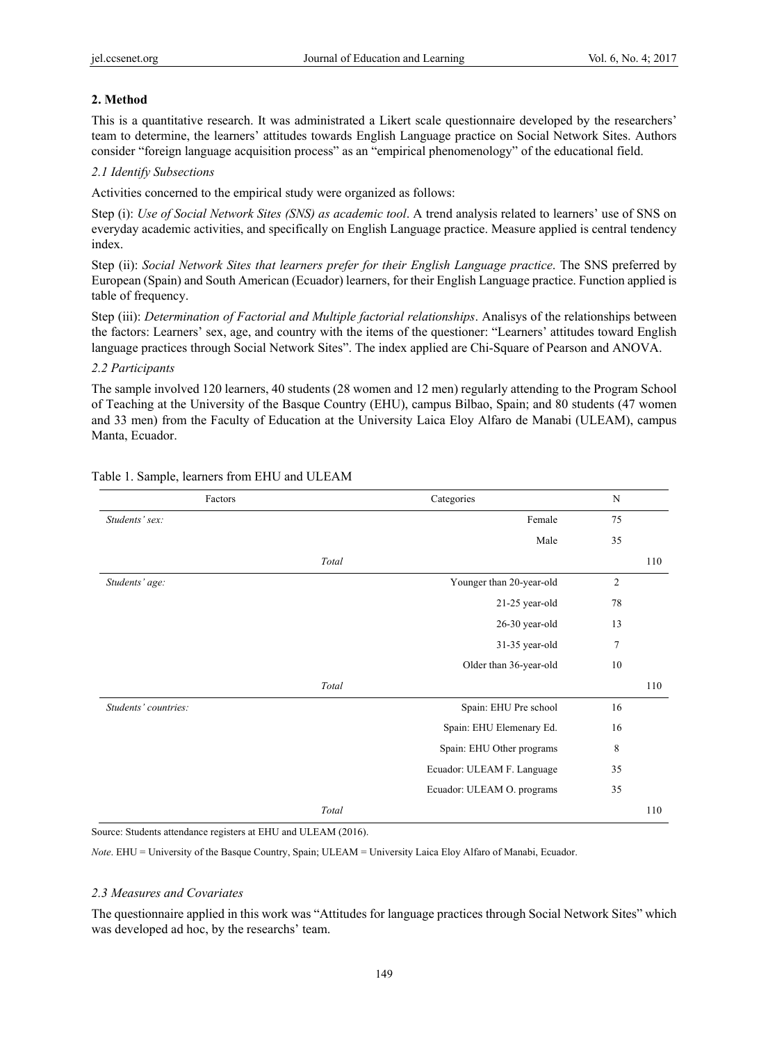## 2. Method

This is a quantitative research. It was administrated a Likert scale questionnaire developed by the researchers' team to determine, the learners' attitudes towards English Language practice on Social Network Sites. Authors consider "foreign language acquisition process" as an "empirical phenomenology" of the educational field.

### *2.1 Identify Subsections*

Activities concerned to the empirical study were organized as follows:

Step (i): *Use of Social Network Sites (SNS) as academic tool*. A trend analysis related to learners' use of SNS on everyday academic activities, and specifically on English Language practice. Measure applied is central tendency index.

Step (ii): *Social Network Sites that learners prefer for their English Language practice*. The SNS preferred by European (Spain) and South American (Ecuador) learners, for their English Language practice. Function applied is table of frequency.

Step (iii): *Determination of Factorial and Multiple factorial relationships*. Analisys of the relationships between the factors: Learners' sex, age, and country with the items of the questioner: "Learners' attitudes toward English language practices through Social Network Sites". The index applied are Chi-Square of Pearson and ANOVA.

### *2.2 Participants*

The sample involved 120 learners, 40 students (28 women and 12 men) regularly attending to the Program School of Teaching at the University of the Basque Country (EHU), campus Bilbao, Spain; and 80 students (47 women and 33 men) from the Faculty of Education at the University Laica Eloy Alfaro de Manabi (ULEAM), campus Manta, Ecuador.

Table 1. Sample, learners from EHU and ULEAM

| Factors | Categories | N | |
|---|---|---|---|
| *Students' sex:* | Female | 75 | |
| | Male | 35 | |
| *Total* | | | 110 |
| *Students' age:* | Younger than 20-year-old | 2 | |
| | 21-25 year-old | 78 | |
| | 26-30 year-old | 13 | |
| | 31-35 year-old | 7 | |
| | Older than 36-year-old | 10 | |
| *Total* | | | 110 |
| *Students' countries:* | Spain: EHU Pre school | 16 | |
| | Spain: EHU Elemenary Ed. | 16 | |
| | Spain: EHU Other programs | 8 | |
| | Ecuador: ULEAM F. Language | 35 | |
| | Ecuador: ULEAM O. programs | 35 | |
| *Total* | | | 110 |

Source: Students attendance registers at EHU and ULEAM (2016).

*Note*. EHU = University of the Basque Country, Spain; ULEAM = University Laica Eloy Alfaro of Manabi, Ecuador.

### *2.3 Measures and Covariates*

The questionnaire applied in this work was "Attitudes for language practices through Social Network Sites" which was developed ad hoc, by the researchs' team.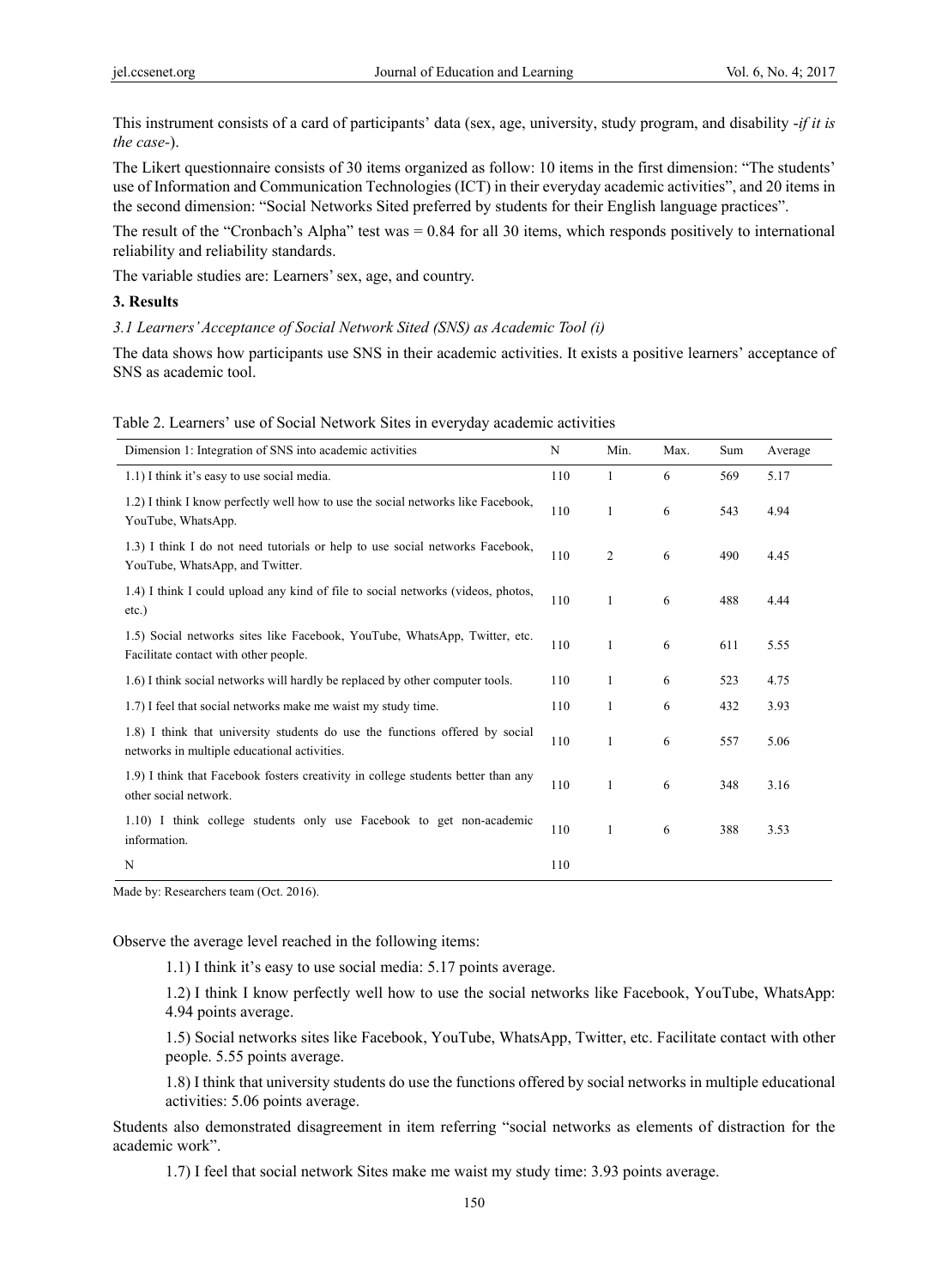This instrument consists of a card of participants' data (sex, age, university, study program, and disability *-if it is the case-*).

The Likert questionnaire consists of 30 items organized as follow: 10 items in the first dimension: "The students' use of Information and Communication Technologies (ICT) in their everyday academic activities", and 20 items in the second dimension: "Social Networks Sited preferred by students for their English language practices".

The result of the "Cronbach's Alpha" test was = 0.84 for all 30 items, which responds positively to international reliability and reliability standards.

The variable studies are: Learners' sex, age, and country.

## 3. Results

### *3.1 Learners' Acceptance of Social Network Sited (SNS) as Academic Tool (i)*

The data shows how participants use SNS in their academic activities. It exists a positive learners' acceptance of SNS as academic tool.

Table 2. Learners' use of Social Network Sites in everyday academic activities

| Dimension 1: Integration of SNS into academic activities | N | Min. | Max. | Sum | Average |
|---|---|---|---|---|---|
| 1.1) I think it's easy to use social media. | 110 | 1 | 6 | 569 | 5.17 |
| 1.2) I think I know perfectly well how to use the social networks like Facebook, YouTube, WhatsApp. | 110 | 1 | 6 | 543 | 4.94 |
| 1.3) I think I do not need tutorials or help to use social networks Facebook, YouTube, WhatsApp, and Twitter. | 110 | 2 | 6 | 490 | 4.45 |
| 1.4) I think I could upload any kind of file to social networks (videos, photos, etc.) | 110 | 1 | 6 | 488 | 4.44 |
| 1.5) Social networks sites like Facebook, YouTube, WhatsApp, Twitter, etc. Facilitate contact with other people. | 110 | 1 | 6 | 611 | 5.55 |
| 1.6) I think social networks will hardly be replaced by other computer tools. | 110 | 1 | 6 | 523 | 4.75 |
| 1.7) I feel that social networks make me waist my study time. | 110 | 1 | 6 | 432 | 3.93 |
| 1.8) I think that university students do use the functions offered by social networks in multiple educational activities. | 110 | 1 | 6 | 557 | 5.06 |
| 1.9) I think that Facebook fosters creativity in college students better than any other social network. | 110 | 1 | 6 | 348 | 3.16 |
| 1.10) I think college students only use Facebook to get non-academic information. | 110 | 1 | 6 | 388 | 3.53 |
| N | 110 | | | | |

Made by: Researchers team (Oct. 2016).

Observe the average level reached in the following items:

1.1) I think it's easy to use social media: 5.17 points average.

1.2) I think I know perfectly well how to use the social networks like Facebook, YouTube, WhatsApp: 4.94 points average.

1.5) Social networks sites like Facebook, YouTube, WhatsApp, Twitter, etc. Facilitate contact with other people. 5.55 points average.

1.8) I think that university students do use the functions offered by social networks in multiple educational activities: 5.06 points average.

Students also demonstrated disagreement in item referring "social networks as elements of distraction for the academic work".

1.7) I feel that social network Sites make me waist my study time: 3.93 points average.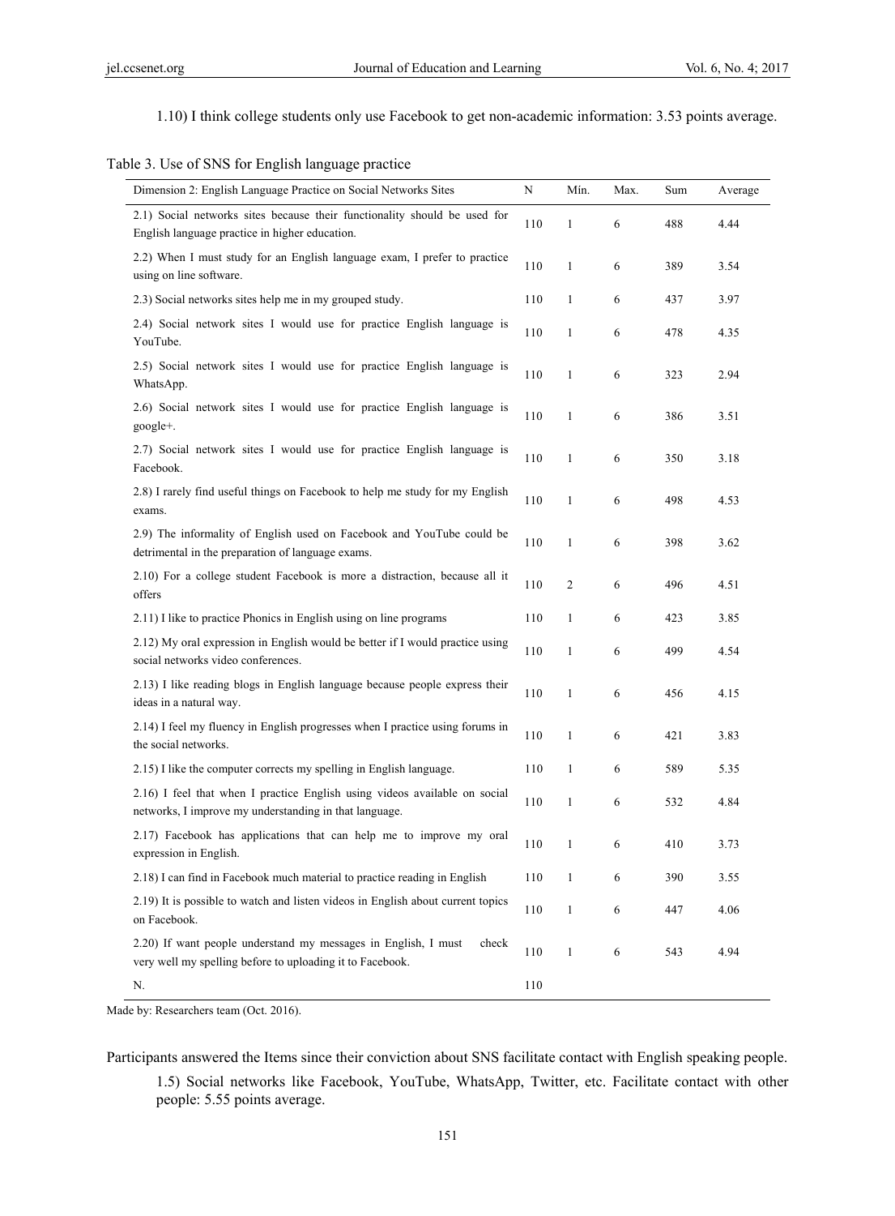1.10) I think college students only use Facebook to get non-academic information: 3.53 points average.

Table 3. Use of SNS for English language practice

| Dimension 2: English Language Practice on Social Networks Sites | N | Mín. | Max. | Sum | Average |
|---|---|---|---|---|---|
| 2.1) Social networks sites because their functionality should be used for English language practice in higher education. | 110 | 1 | 6 | 488 | 4.44 |
| 2.2) When I must study for an English language exam, I prefer to practice using on line software. | 110 | 1 | 6 | 389 | 3.54 |
| 2.3) Social networks sites help me in my grouped study. | 110 | 1 | 6 | 437 | 3.97 |
| 2.4) Social network sites I would use for practice English language is YouTube. | 110 | 1 | 6 | 478 | 4.35 |
| 2.5) Social network sites I would use for practice English language is WhatsApp. | 110 | 1 | 6 | 323 | 2.94 |
| 2.6) Social network sites I would use for practice English language is google+. | 110 | 1 | 6 | 386 | 3.51 |
| 2.7) Social network sites I would use for practice English language is Facebook. | 110 | 1 | 6 | 350 | 3.18 |
| 2.8) I rarely find useful things on Facebook to help me study for my English exams. | 110 | 1 | 6 | 498 | 4.53 |
| 2.9) The informality of English used on Facebook and YouTube could be detrimental in the preparation of language exams. | 110 | 1 | 6 | 398 | 3.62 |
| 2.10) For a college student Facebook is more a distraction, because all it offers | 110 | 2 | 6 | 496 | 4.51 |
| 2.11) I like to practice Phonics in English using on line programs | 110 | 1 | 6 | 423 | 3.85 |
| 2.12) My oral expression in English would be better if I would practice using social networks video conferences. | 110 | 1 | 6 | 499 | 4.54 |
| 2.13) I like reading blogs in English language because people express their ideas in a natural way. | 110 | 1 | 6 | 456 | 4.15 |
| 2.14) I feel my fluency in English progresses when I practice using forums in the social networks. | 110 | 1 | 6 | 421 | 3.83 |
| 2.15) I like the computer corrects my spelling in English language. | 110 | 1 | 6 | 589 | 5.35 |
| 2.16) I feel that when I practice English using videos available on social networks, I improve my understanding in that language. | 110 | 1 | 6 | 532 | 4.84 |
| 2.17) Facebook has applications that can help me to improve my oral expression in English. | 110 | 1 | 6 | 410 | 3.73 |
| 2.18) I can find in Facebook much material to practice reading in English | 110 | 1 | 6 | 390 | 3.55 |
| 2.19) It is possible to watch and listen videos in English about current topics on Facebook. | 110 | 1 | 6 | 447 | 4.06 |
| 2.20) If want people understand my messages in English, I must check very well my spelling before to uploading it to Facebook. | 110 | 1 | 6 | 543 | 4.94 |
| N. | 110 | | | | |

Made by: Researchers team (Oct. 2016).

Participants answered the Items since their conviction about SNS facilitate contact with English speaking people.

1.5) Social networks like Facebook, YouTube, WhatsApp, Twitter, etc. Facilitate contact with other people: 5.55 points average.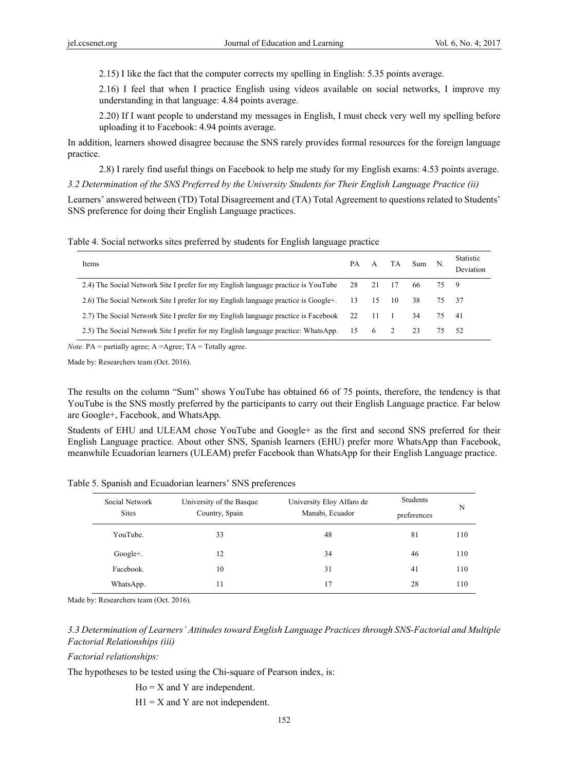2.15) I like the fact that the computer corrects my spelling in English: 5.35 points average.

2.16) I feel that when I practice English using videos available on social networks, I improve my understanding in that language: 4.84 points average.

2.20) If I want people to understand my messages in English, I must check very well my spelling before uploading it to Facebook: 4.94 points average.

In addition, learners showed disagree because the SNS rarely provides formal resources for the foreign language practice.

2.8) I rarely find useful things on Facebook to help me study for my English exams: 4.53 points average.

### *3.2 Determination of the SNS Preferred by the University Students for Their English Language Practice (ii)*

Learners' answered between (TD) Total Disagreement and (TA) Total Agreement to questions related to Students' SNS preference for doing their English Language practices.

Table 4. Social networks sites preferred by students for English language practice

| Items | PA | A | TA | Sum | N. | Statistic Deviation |
|---|---|---|---|---|---|---|
| 2.4) The Social Network Site I prefer for my English language practice is YouTube | 28 | 21 | 17 | 66 | 75 | 9 |
| 2.6) The Social Network Site I prefer for my English language practice is Google+. | 13 | 15 | 10 | 38 | 75 | 37 |
| 2.7) The Social Network Site I prefer for my English language practice is Facebook | 22 | 11 | 1 | 34 | 75 | 41 |
| 2.5) The Social Network Site I prefer for my English language practice: WhatsApp. | 15 | 6 | 2 | 23 | 75 | 52 |

*Note*. PA = partially agree; A =Agree; TA = Totally agree.

Made by: Researchers team (Oct. 2016).

The results on the column "Sum" shows YouTube has obtained 66 of 75 points, therefore, the tendency is that YouTube is the SNS mostly preferred by the participants to carry out their English Language practice. Far below are Google+, Facebook, and WhatsApp.

Students of EHU and ULEAM chose YouTube and Google+ as the first and second SNS preferred for their English Language practice. About other SNS, Spanish learners (EHU) prefer more WhatsApp than Facebook, meanwhile Ecuadorian learners (ULEAM) prefer Facebook than WhatsApp for their English Language practice.

Table 5. Spanish and Ecuadorian learners' SNS preferences

| Social Network Sites | University of the Basque Country, Spain | University Eloy Alfaro de Manabi, Ecuador | Students preferences | N |
|---|---|---|---|---|
| YouTube. | 33 | 48 | 81 | 110 |
| Google+. | 12 | 34 | 46 | 110 |
| Facebook. | 10 | 31 | 41 | 110 |
| WhatsApp. | 11 | 17 | 28 | 110 |

Made by: Researchers team (Oct. 2016).

### *3.3 Determination of Learners' Attitudes toward English Language Practices through SNS-Factorial and Multiple Factorial Relationships (iii)*

*Factorial relationships:*

The hypotheses to be tested using the Chi-square of Pearson index, is:

Ho = X and Y are independent.

H1 = X and Y are not independent.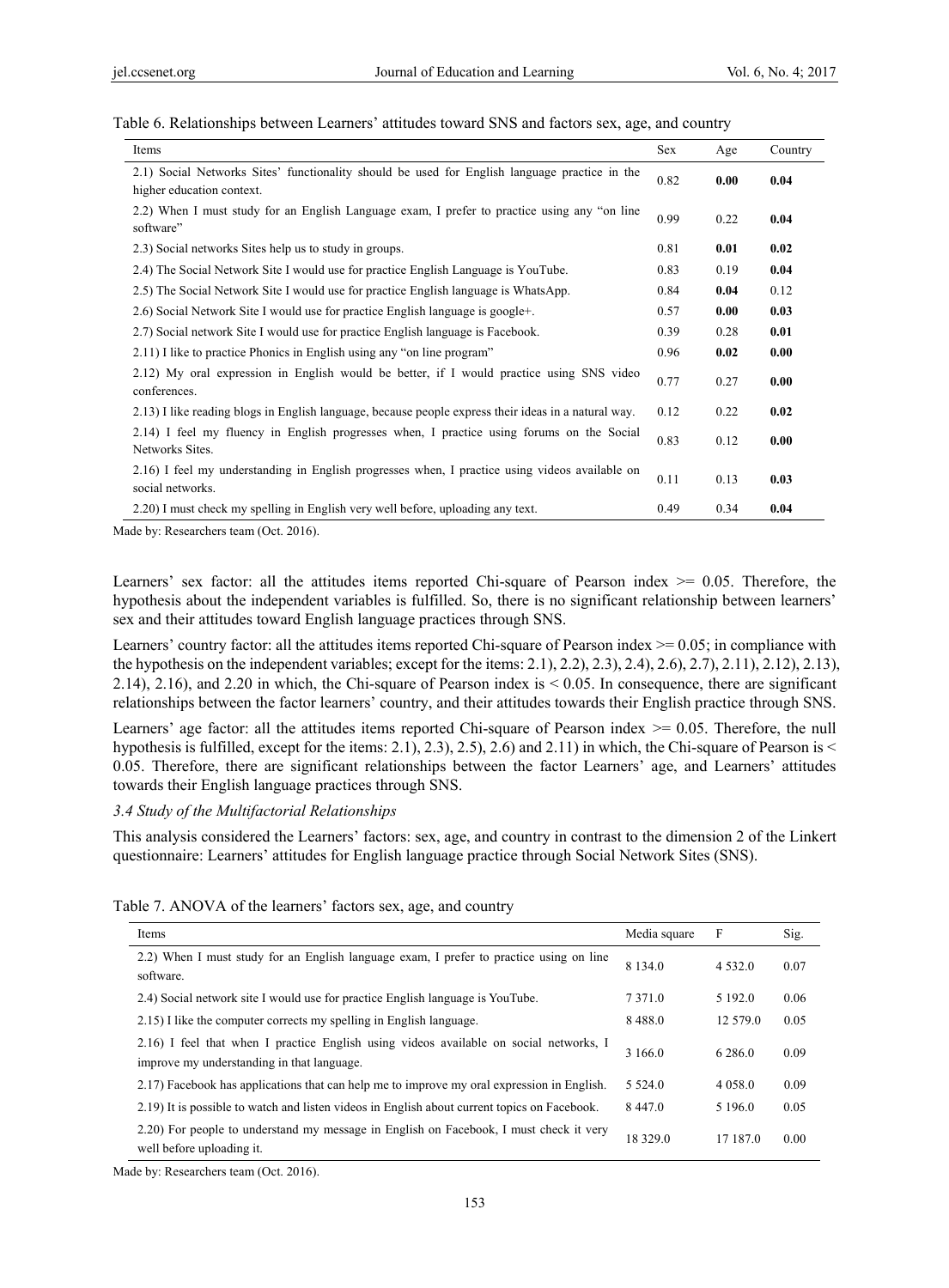Table 6. Relationships between Learners' attitudes toward SNS and factors sex, age, and country

| Items | Sex | Age | Country |
|---|---|---|---|
| 2.1) Social Networks Sites' functionality should be used for English language practice in the higher education context. | 0.82 | **0.00** | **0.04** |
| 2.2) When I must study for an English Language exam, I prefer to practice using any "on line software" | 0.99 | 0.22 | **0.04** |
| 2.3) Social networks Sites help us to study in groups. | 0.81 | **0.01** | **0.02** |
| 2.4) The Social Network Site I would use for practice English Language is YouTube. | 0.83 | 0.19 | **0.04** |
| 2.5) The Social Network Site I would use for practice English language is WhatsApp. | 0.84 | **0.04** | 0.12 |
| 2.6) Social Network Site I would use for practice English language is google+. | 0.57 | **0.00** | **0.03** |
| 2.7) Social network Site I would use for practice English language is Facebook. | 0.39 | 0.28 | **0.01** |
| 2.11) I like to practice Phonics in English using any "on line program" | 0.96 | **0.02** | **0.00** |
| 2.12) My oral expression in English would be better, if I would practice using SNS video conferences. | 0.77 | 0.27 | **0.00** |
| 2.13) I like reading blogs in English language, because people express their ideas in a natural way. | 0.12 | 0.22 | **0.02** |
| 2.14) I feel my fluency in English progresses when, I practice using forums on the Social Networks Sites. | 0.83 | 0.12 | **0.00** |
| 2.16) I feel my understanding in English progresses when, I practice using videos available on social networks. | 0.11 | 0.13 | **0.03** |
| 2.20) I must check my spelling in English very well before, uploading any text. | 0.49 | 0.34 | **0.04** |

Made by: Researchers team (Oct. 2016).

Learners' sex factor: all the attitudes items reported Chi-square of Pearson index >= 0.05. Therefore, the hypothesis about the independent variables is fulfilled. So, there is no significant relationship between learners' sex and their attitudes toward English language practices through SNS.

Learners' country factor: all the attitudes items reported Chi-square of Pearson index >= 0.05; in compliance with the hypothesis on the independent variables; except for the items: 2.1), 2.2), 2.3), 2.4), 2.6), 2.7), 2.11), 2.12), 2.13), 2.14), 2.16), and 2.20 in which, the Chi-square of Pearson index is < 0.05. In consequence, there are significant relationships between the factor learners' country, and their attitudes towards their English practice through SNS.

Learners' age factor: all the attitudes items reported Chi-square of Pearson index >= 0.05. Therefore, the null hypothesis is fulfilled, except for the items: 2.1), 2.3), 2.5), 2.6) and 2.11) in which, the Chi-square of Pearson is < 0.05. Therefore, there are significant relationships between the factor Learners' age, and Learners' attitudes towards their English language practices through SNS.

*3.4 Study of the Multifactorial Relationships*

This analysis considered the Learners' factors: sex, age, and country in contrast to the dimension 2 of the Linkert questionnaire: Learners' attitudes for English language practice through Social Network Sites (SNS).

Table 7. ANOVA of the learners' factors sex, age, and country

| Items | Media square | F | Sig. |
|---|---|---|---|
| 2.2) When I must study for an English language exam, I prefer to practice using on line software. | 8 134.0 | 4 532.0 | 0.07 |
| 2.4) Social network site I would use for practice English language is YouTube. | 7 371.0 | 5 192.0 | 0.06 |
| 2.15) I like the computer corrects my spelling in English language. | 8 488.0 | 12 579.0 | 0.05 |
| 2.16) I feel that when I practice English using videos available on social networks, I improve my understanding in that language. | 3 166.0 | 6 286.0 | 0.09 |
| 2.17) Facebook has applications that can help me to improve my oral expression in English. | 5 524.0 | 4 058.0 | 0.09 |
| 2.19) It is possible to watch and listen videos in English about current topics on Facebook. | 8 447.0 | 5 196.0 | 0.05 |
| 2.20) For people to understand my message in English on Facebook, I must check it very well before uploading it. | 18 329.0 | 17 187.0 | 0.00 |

Made by: Researchers team (Oct. 2016).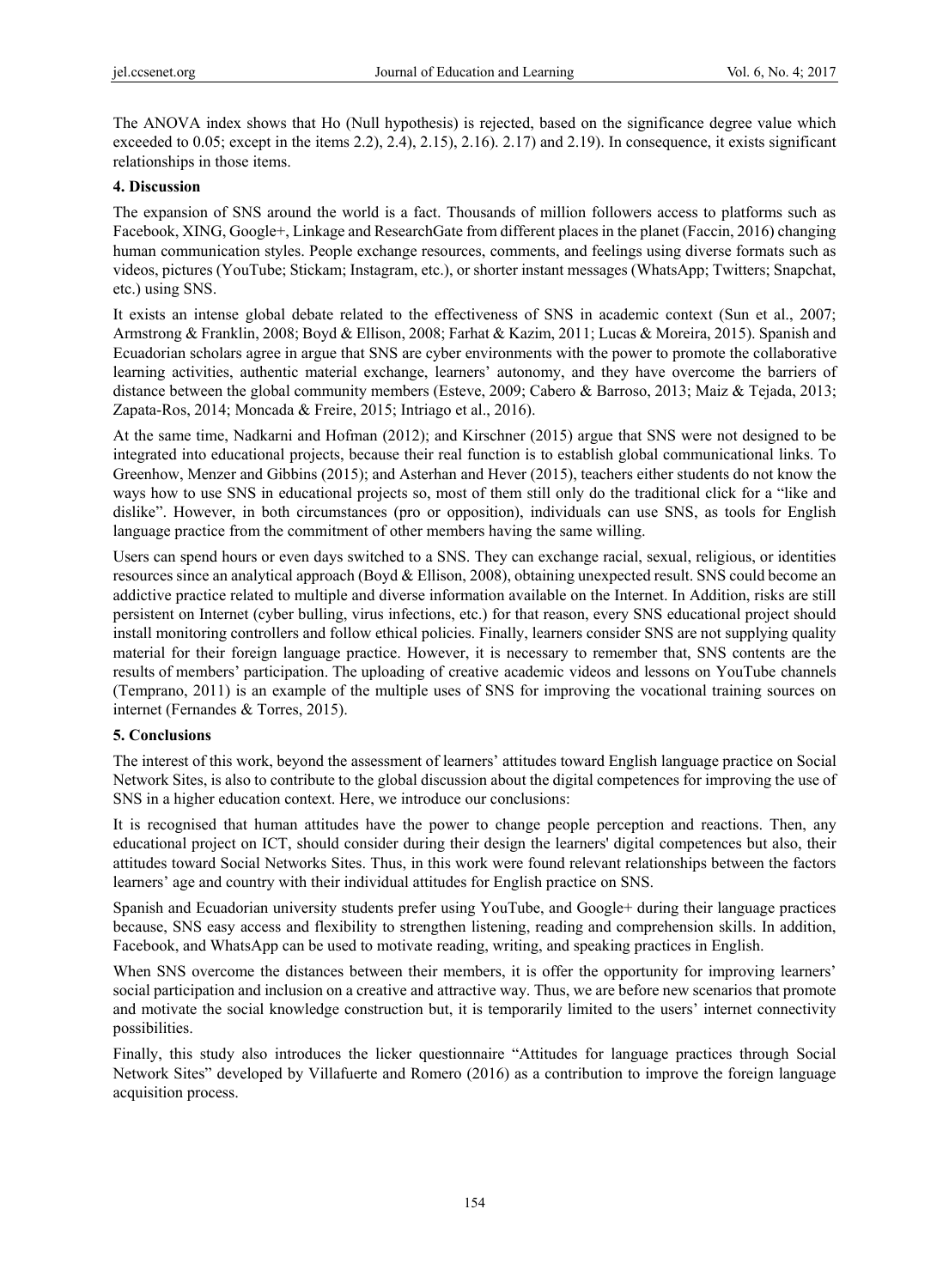The ANOVA index shows that Ho (Null hypothesis) is rejected, based on the significance degree value which exceeded to 0.05; except in the items 2.2), 2.4), 2.15), 2.16). 2.17) and 2.19). In consequence, it exists significant relationships in those items.

## 4. Discussion

The expansion of SNS around the world is a fact. Thousands of million followers access to platforms such as Facebook, XING, Google+, Linkage and ResearchGate from different places in the planet (Faccin, 2016) changing human communication styles. People exchange resources, comments, and feelings using diverse formats such as videos, pictures (YouTube; Stickam; Instagram, etc.), or shorter instant messages (WhatsApp; Twitters; Snapchat, etc.) using SNS.

It exists an intense global debate related to the effectiveness of SNS in academic context (Sun et al., 2007; Armstrong & Franklin, 2008; Boyd & Ellison, 2008; Farhat & Kazim, 2011; Lucas & Moreira, 2015). Spanish and Ecuadorian scholars agree in argue that SNS are cyber environments with the power to promote the collaborative learning activities, authentic material exchange, learners' autonomy, and they have overcome the barriers of distance between the global community members (Esteve, 2009; Cabero & Barroso, 2013; Maiz & Tejada, 2013; Zapata-Ros, 2014; Moncada & Freire, 2015; Intriago et al., 2016).

At the same time, Nadkarni and Hofman (2012); and Kirschner (2015) argue that SNS were not designed to be integrated into educational projects, because their real function is to establish global communicational links. To Greenhow, Menzer and Gibbins (2015); and Asterhan and Hever (2015), teachers either students do not know the ways how to use SNS in educational projects so, most of them still only do the traditional click for a "like and dislike". However, in both circumstances (pro or opposition), individuals can use SNS, as tools for English language practice from the commitment of other members having the same willing.

Users can spend hours or even days switched to a SNS. They can exchange racial, sexual, religious, or identities resources since an analytical approach (Boyd & Ellison, 2008), obtaining unexpected result. SNS could become an addictive practice related to multiple and diverse information available on the Internet. In Addition, risks are still persistent on Internet (cyber bulling, virus infections, etc.) for that reason, every SNS educational project should install monitoring controllers and follow ethical policies. Finally, learners consider SNS are not supplying quality material for their foreign language practice. However, it is necessary to remember that, SNS contents are the results of members' participation. The uploading of creative academic videos and lessons on YouTube channels (Temprano, 2011) is an example of the multiple uses of SNS for improving the vocational training sources on internet (Fernandes & Torres, 2015).

## 5. Conclusions

The interest of this work, beyond the assessment of learners' attitudes toward English language practice on Social Network Sites, is also to contribute to the global discussion about the digital competences for improving the use of SNS in a higher education context. Here, we introduce our conclusions:

It is recognised that human attitudes have the power to change people perception and reactions. Then, any educational project on ICT, should consider during their design the learners' digital competences but also, their attitudes toward Social Networks Sites. Thus, in this work were found relevant relationships between the factors learners' age and country with their individual attitudes for English practice on SNS.

Spanish and Ecuadorian university students prefer using YouTube, and Google+ during their language practices because, SNS easy access and flexibility to strengthen listening, reading and comprehension skills. In addition, Facebook, and WhatsApp can be used to motivate reading, writing, and speaking practices in English.

When SNS overcome the distances between their members, it is offer the opportunity for improving learners' social participation and inclusion on a creative and attractive way. Thus, we are before new scenarios that promote and motivate the social knowledge construction but, it is temporarily limited to the users' internet connectivity possibilities.

Finally, this study also introduces the licker questionnaire "Attitudes for language practices through Social Network Sites" developed by Villafuerte and Romero (2016) as a contribution to improve the foreign language acquisition process.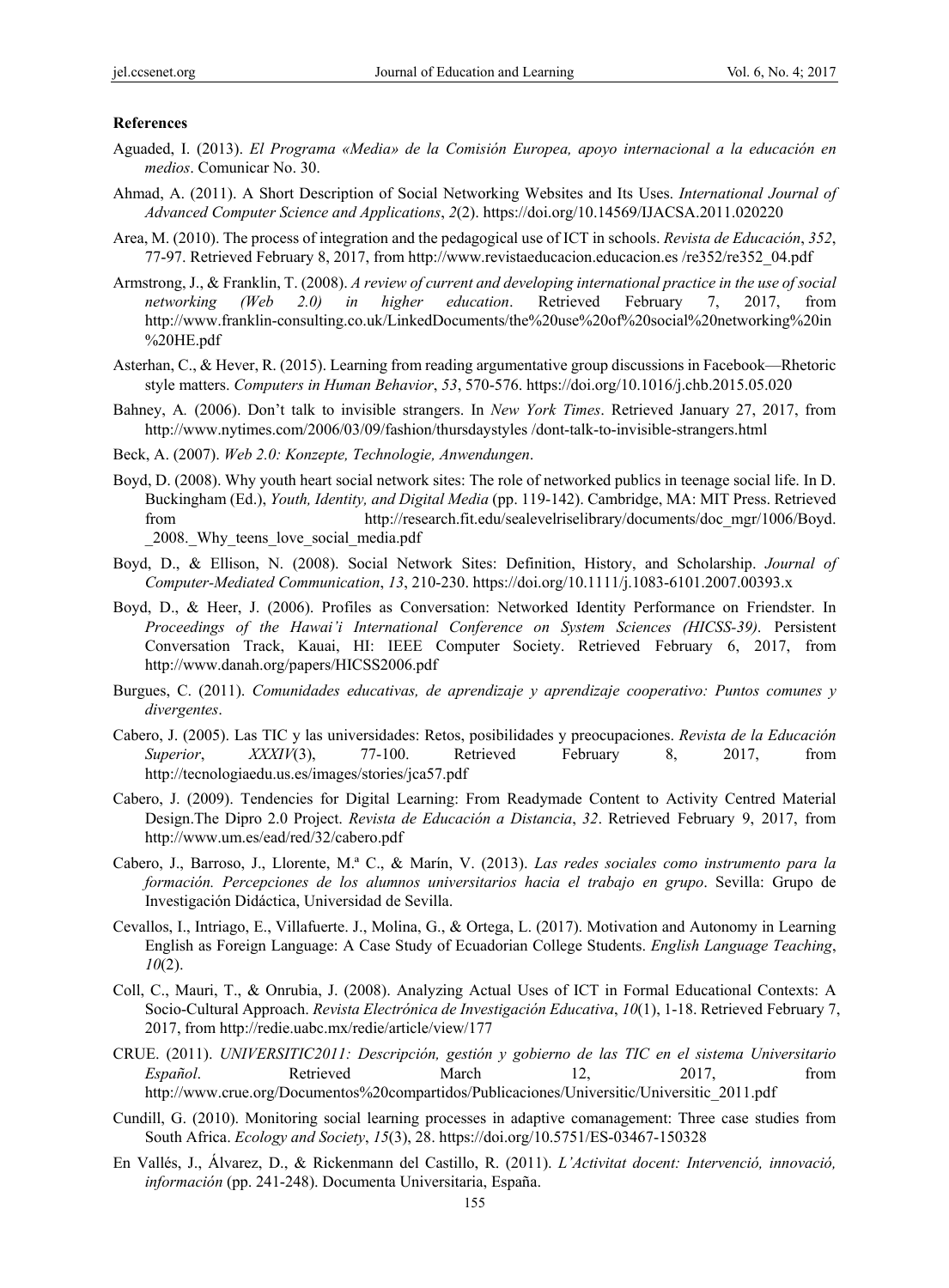### References

Aguaded, I. (2013). *El Programa «Media» de la Comisión Europea, apoyo internacional a la educación en medios*. Comunicar No. 30.

Ahmad, A. (2011). A Short Description of Social Networking Websites and Its Uses. *International Journal of Advanced Computer Science and Applications*, *2*(2). https://doi.org/10.14569/IJACSA.2011.020220

Area, M. (2010). The process of integration and the pedagogical use of ICT in schools. *Revista de Educación*, *352*, 77-97. Retrieved February 8, 2017, from http://www.revistaeducacion.educacion.es /re352/re352_04.pdf

Armstrong, J., & Franklin, T. (2008). *A review of current and developing international practice in the use of social networking (Web 2.0) in higher education*. Retrieved February 7, 2017, from http://www.franklin-consulting.co.uk/LinkedDocuments/the%20use%20of%20social%20networking%20in%20HE.pdf

Asterhan, C., & Hever, R. (2015). Learning from reading argumentative group discussions in Facebook—Rhetoric style matters. *Computers in Human Behavior*, *53*, 570-576. https://doi.org/10.1016/j.chb.2015.05.020

Bahney, A. (2006). Don't talk to invisible strangers. In *New York Times*. Retrieved January 27, 2017, from http://www.nytimes.com/2006/03/09/fashion/thursdaystyles /dont-talk-to-invisible-strangers.html

Beck, A. (2007). *Web 2.0: Konzepte, Technologie, Anwendungen*.

Boyd, D. (2008). Why youth heart social network sites: The role of networked publics in teenage social life. In D. Buckingham (Ed.), *Youth, Identity, and Digital Media* (pp. 119-142). Cambridge, MA: MIT Press. Retrieved from http://research.fit.edu/sealevelriselibrary/documents/doc_mgr/1006/Boyd._2008._Why_teens_love_social_media.pdf

Boyd, D., & Ellison, N. (2008). Social Network Sites: Definition, History, and Scholarship. *Journal of Computer-Mediated Communication*, *13*, 210-230. https://doi.org/10.1111/j.1083-6101.2007.00393.x

Boyd, D., & Heer, J. (2006). Profiles as Conversation: Networked Identity Performance on Friendster. In *Proceedings of the Hawai'i International Conference on System Sciences (HICSS-39)*. Persistent Conversation Track, Kauai, HI: IEEE Computer Society. Retrieved February 6, 2017, from http://www.danah.org/papers/HICSS2006.pdf

Burgues, C. (2011). *Comunidades educativas, de aprendizaje y aprendizaje cooperativo: Puntos comunes y divergentes*.

Cabero, J. (2005). Las TIC y las universidades: Retos, posibilidades y preocupaciones. *Revista de la Educación Superior*, *XXXIV*(3), 77-100. Retrieved February 8, 2017, from http://tecnologiaedu.us.es/images/stories/jca57.pdf

Cabero, J. (2009). Tendencies for Digital Learning: From Readymade Content to Activity Centred Material Design.The Dipro 2.0 Project. *Revista de Educación a Distancia*, *32*. Retrieved February 9, 2017, from http://www.um.es/ead/red/32/cabero.pdf

Cabero, J., Barroso, J., Llorente, M.ª C., & Marín, V. (2013). *Las redes sociales como instrumento para la formación. Percepciones de los alumnos universitarios hacia el trabajo en grupo*. Sevilla: Grupo de Investigación Didáctica, Universidad de Sevilla.

Cevallos, I., Intriago, E., Villafuerte. J., Molina, G., & Ortega, L. (2017). Motivation and Autonomy in Learning English as Foreign Language: A Case Study of Ecuadorian College Students. *English Language Teaching*, *10*(2).

Coll, C., Mauri, T., & Onrubia, J. (2008). Analyzing Actual Uses of ICT in Formal Educational Contexts: A Socio-Cultural Approach. *Revista Electrónica de Investigación Educativa*, *10*(1), 1-18. Retrieved February 7, 2017, from http://redie.uabc.mx/redie/article/view/177

CRUE. (2011). *UNIVERSITIC2011: Descripción, gestión y gobierno de las TIC en el sistema Universitario Español*. Retrieved March 12, 2017, from http://www.crue.org/Documentos%20compartidos/Publicaciones/Universitic/Universitic_2011.pdf

Cundill, G. (2010). Monitoring social learning processes in adaptive comanagement: Three case studies from South Africa. *Ecology and Society*, *15*(3), 28. https://doi.org/10.5751/ES-03467-150328

En Vallés, J., Álvarez, D., & Rickenmann del Castillo, R. (2011). *L'Activitat docent: Intervenció, innovació, información* (pp. 241-248). Documenta Universitaria, España.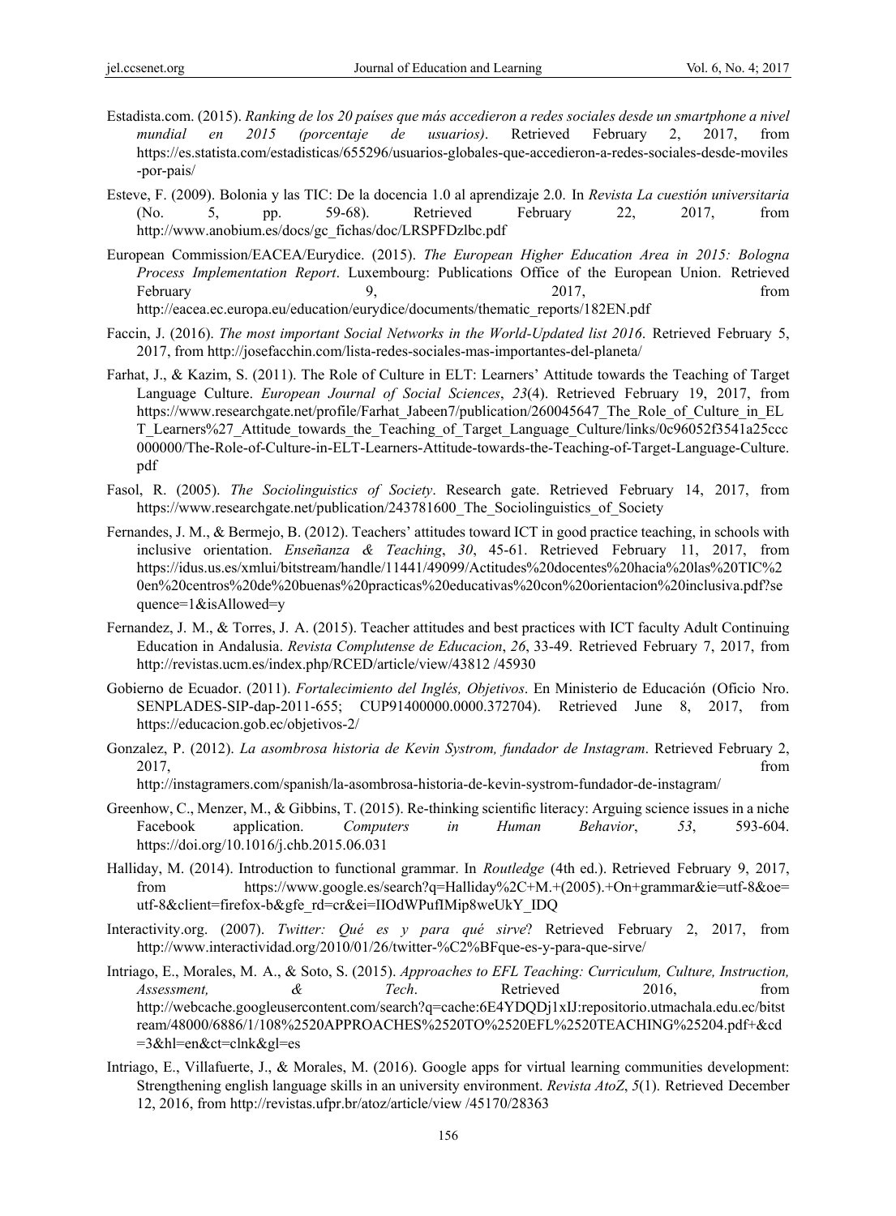Estadista.com. (2015). *Ranking de los 20 países que más accedieron a redes sociales desde un smartphone a nivel mundial en 2015 (porcentaje de usuarios)*. Retrieved February 2, 2017, from https://es.statista.com/estadisticas/655296/usuarios-globales-que-accedieron-a-redes-sociales-desde-moviles-por-pais/

Esteve, F. (2009). Bolonia y las TIC: De la docencia 1.0 al aprendizaje 2.0. In *Revista La cuestión universitaria* (No. 5, pp. 59-68). Retrieved February 22, 2017, from http://www.anobium.es/docs/gc_fichas/doc/LRSPFDzlbc.pdf

European Commission/EACEA/Eurydice. (2015). *The European Higher Education Area in 2015: Bologna Process Implementation Report*. Luxembourg: Publications Office of the European Union. Retrieved February 9, 2017, from http://eacea.ec.europa.eu/education/eurydice/documents/thematic_reports/182EN.pdf

Faccin, J. (2016). *The most important Social Networks in the World-Updated list 2016*. Retrieved February 5, 2017, from http://josefacchin.com/lista-redes-sociales-mas-importantes-del-planeta/

Farhat, J., & Kazim, S. (2011). The Role of Culture in ELT: Learners' Attitude towards the Teaching of Target Language Culture. *European Journal of Social Sciences*, *23*(4). Retrieved February 19, 2017, from https://www.researchgate.net/profile/Farhat_Jabeen7/publication/260045647_The_Role_of_Culture_in_ELT_Learners%27_Attitude_towards_the_Teaching_of_Target_Language_Culture/links/0c96052f3541a25ccc000000/The-Role-of-Culture-in-ELT-Learners-Attitude-towards-the-Teaching-of-Target-Language-Culture.pdf

Fasol, R. (2005). *The Sociolinguistics of Society*. Research gate. Retrieved February 14, 2017, from https://www.researchgate.net/publication/243781600_The_Sociolinguistics_of_Society

Fernandes, J. M., & Bermejo, B. (2012). Teachers' attitudes toward ICT in good practice teaching, in schools with inclusive orientation. *Enseñanza & Teaching*, *30*, 45-61. Retrieved February 11, 2017, from https://idus.us.es/xmlui/bitstream/handle/11441/49099/Actitudes%20docentes%20hacia%20las%20TIC%20en%20centros%20de%20buenas%20practicas%20educativas%20con%20orientacion%20inclusiva.pdf?sequence=1&isAllowed=y

Fernandez, J. M., & Torres, J. A. (2015). Teacher attitudes and best practices with ICT faculty Adult Continuing Education in Andalusia. *Revista Complutense de Educacion*, *26*, 33-49. Retrieved February 7, 2017, from http://revistas.ucm.es/index.php/RCED/article/view/43812 /45930

Gobierno de Ecuador. (2011). *Fortalecimiento del Inglés, Objetivos*. En Ministerio de Educación (Oficio Nro. SENPLADES-SIP-dap-2011-655; CUP91400000.0000.372704). Retrieved June 8, 2017, from https://educacion.gob.ec/objetivos-2/

Gonzalez, P. (2012). *La asombrosa historia de Kevin Systrom, fundador de Instagram*. Retrieved February 2, 2017, from http://instagramers.com/spanish/la-asombrosa-historia-de-kevin-systrom-fundador-de-instagram/

Greenhow, C., Menzer, M., & Gibbins, T. (2015). Re-thinking scientific literacy: Arguing science issues in a niche Facebook application. *Computers in Human Behavior*, *53*, 593-604. https://doi.org/10.1016/j.chb.2015.06.031

Halliday, M. (2014). Introduction to functional grammar. In *Routledge* (4th ed.). Retrieved February 9, 2017, from https://www.google.es/search?q=Halliday%2C+M.+(2005).+On+grammar&ie=utf-8&oe=utf-8&client=firefox-b&gfe_rd=cr&ei=IIOdWPufIMip8weUkY_IDQ

Interactivity.org. (2007). *Twitter: Qué es y para qué sirve*? Retrieved February 2, 2017, from http://www.interactividad.org/2010/01/26/twitter-%C2%BFque-es-y-para-que-sirve/

Intriago, E., Morales, M. A., & Soto, S. (2015). *Approaches to EFL Teaching: Curriculum, Culture, Instruction, Assessment, & Tech*. Retrieved 2016, from http://webcache.googleusercontent.com/search?q=cache:6E4YDQDj1xIJ:repositorio.utmachala.edu.ec/bitstream/48000/6886/1/108%2520APPROACHES%2520TO%2520EFL%2520TEACHING%25204.pdf+&cd=3&hl=en&ct=clnk&gl=es

Intriago, E., Villafuerte, J., & Morales, M. (2016). Google apps for virtual learning communities development: Strengthening english language skills in an university environment. *Revista AtoZ*, *5*(1). Retrieved December 12, 2016, from http://revistas.ufpr.br/atoz/article/view /45170/28363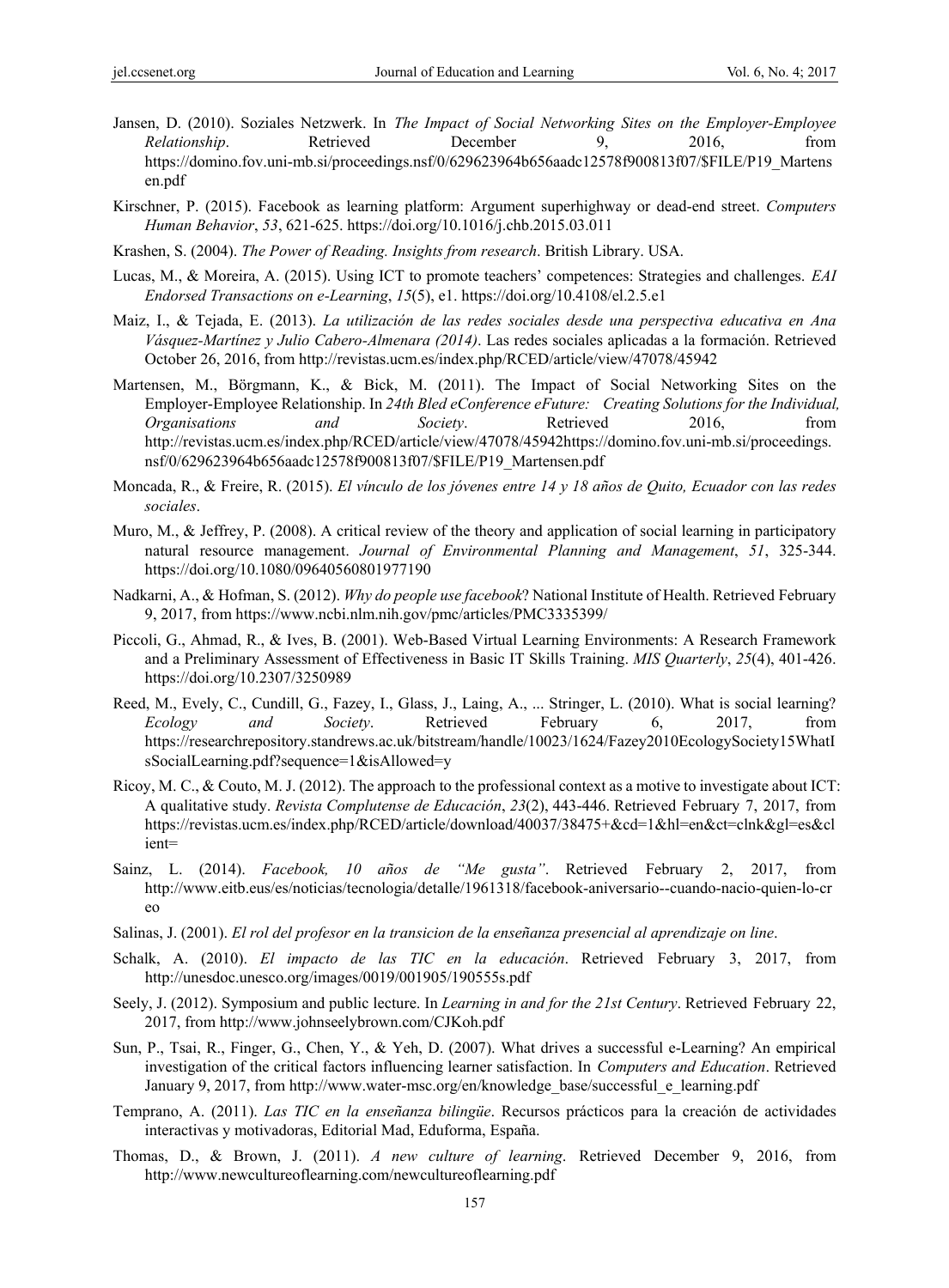Jansen, D. (2010). Soziales Netzwerk. In *The Impact of Social Networking Sites on the Employer-Employee Relationship*. Retrieved December 9, 2016, from https://domino.fov.uni-mb.si/proceedings.nsf/0/629623964b656aadc12578f900813f07/$FILE/P19_Martensen.pdf

Kirschner, P. (2015). Facebook as learning platform: Argument superhighway or dead-end street. *Computers Human Behavior*, *53*, 621-625. https://doi.org/10.1016/j.chb.2015.03.011

Krashen, S. (2004). *The Power of Reading. Insights from research*. British Library. USA.

Lucas, M., & Moreira, A. (2015). Using ICT to promote teachers' competences: Strategies and challenges. *EAI Endorsed Transactions on e-Learning*, *15*(5), e1. https://doi.org/10.4108/el.2.5.e1

Maiz, I., & Tejada, E. (2013). *La utilización de las redes sociales desde una perspectiva educativa en Ana Vásquez-Martínez y Julio Cabero-Almenara (2014)*. Las redes sociales aplicadas a la formación. Retrieved October 26, 2016, from http://revistas.ucm.es/index.php/RCED/article/view/47078/45942

Martensen, M., Börgmann, K., & Bick, M. (2011). The Impact of Social Networking Sites on the Employer-Employee Relationship. In *24th Bled eConference eFuture: Creating Solutions for the Individual, Organisations and Society*. Retrieved 2016, from http://revistas.ucm.es/index.php/RCED/article/view/47078/45942https://domino.fov.uni-mb.si/proceedings.nsf/0/629623964b656aadc12578f900813f07/$FILE/P19_Martensen.pdf

Moncada, R., & Freire, R. (2015). *El vínculo de los jóvenes entre 14 y 18 años de Quito, Ecuador con las redes sociales*.

Muro, M., & Jeffrey, P. (2008). A critical review of the theory and application of social learning in participatory natural resource management. *Journal of Environmental Planning and Management*, *51*, 325-344. https://doi.org/10.1080/09640560801977190

Nadkarni, A., & Hofman, S. (2012). *Why do people use facebook*? National Institute of Health. Retrieved February 9, 2017, from https://www.ncbi.nlm.nih.gov/pmc/articles/PMC3335399/

Piccoli, G., Ahmad, R., & Ives, B. (2001). Web-Based Virtual Learning Environments: A Research Framework and a Preliminary Assessment of Effectiveness in Basic IT Skills Training. *MIS Quarterly*, *25*(4), 401-426. https://doi.org/10.2307/3250989

Reed, M., Evely, C., Cundill, G., Fazey, I., Glass, J., Laing, A., ... Stringer, L. (2010). What is social learning? *Ecology and Society*. Retrieved February 6, 2017, from https://researchrepository.standrews.ac.uk/bitstream/handle/10023/1624/Fazey2010EcologySociety15WhatIsSocialLearning.pdf?sequence=1&isAllowed=y

Ricoy, M. C., & Couto, M. J. (2012). The approach to the professional context as a motive to investigate about ICT: A qualitative study. *Revista Complutense de Educación*, *23*(2), 443-446. Retrieved February 7, 2017, from https://revistas.ucm.es/index.php/RCED/article/download/40037/38475+&cd=1&hl=en&ct=clnk&gl=es&client=

Sainz, L. (2014). *Facebook, 10 años de "Me gusta"*. Retrieved February 2, 2017, from http://www.eitb.eus/es/noticias/tecnologia/detalle/1961318/facebook-aniversario--cuando-nacio-quien-lo-creo

Salinas, J. (2001). *El rol del profesor en la transicion de la enseñanza presencial al aprendizaje on line*.

Schalk, A. (2010). *El impacto de las TIC en la educación*. Retrieved February 3, 2017, from http://unesdoc.unesco.org/images/0019/001905/190555s.pdf

Seely, J. (2012). Symposium and public lecture. In *Learning in and for the 21st Century*. Retrieved February 22, 2017, from http://www.johnseelybrown.com/CJKoh.pdf

Sun, P., Tsai, R., Finger, G., Chen, Y., & Yeh, D. (2007). What drives a successful e-Learning? An empirical investigation of the critical factors influencing learner satisfaction. In *Computers and Education*. Retrieved January 9, 2017, from http://www.water-msc.org/en/knowledge_base/successful_e_learning.pdf

Temprano, A. (2011). *Las TIC en la enseñanza bilingüe*. Recursos prácticos para la creación de actividades interactivas y motivadoras, Editorial Mad, Eduforma, España.

Thomas, D., & Brown, J. (2011). *A new culture of learning*. Retrieved December 9, 2016, from http://www.newcultureoflearning.com/newcultureoflearning.pdf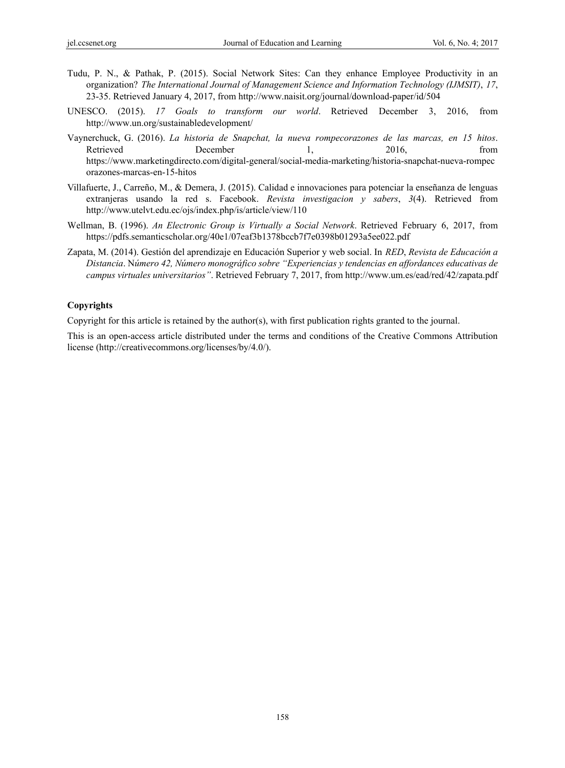Tudu, P. N., & Pathak, P. (2015). Social Network Sites: Can they enhance Employee Productivity in an organization? *The International Journal of Management Science and Information Technology (IJMSIT)*, *17*, 23-35. Retrieved January 4, 2017, from http://www.naisit.org/journal/download-paper/id/504

UNESCO. (2015). *17 Goals to transform our world*. Retrieved December 3, 2016, from http://www.un.org/sustainabledevelopment/

Vaynerchuck, G. (2016). *La historia de Snapchat, la nueva rompecorazones de las marcas, en 15 hitos*. Retrieved December 1, 2016, from https://www.marketingdirecto.com/digital-general/social-media-marketing/historia-snapchat-nueva-rompecorazones-marcas-en-15-hitos

Villafuerte, J., Carreño, M., & Demera, J. (2015). Calidad e innovaciones para potenciar la enseñanza de lenguas extranjeras usando la red s. Facebook. *Revista investigacion y sabers*, *3*(4). Retrieved from http://www.utelvt.edu.ec/ojs/index.php/is/article/view/110

Wellman, B. (1996). *An Electronic Group is Virtually a Social Network*. Retrieved February 6, 2017, from https://pdfs.semanticscholar.org/40e1/07eaf3b1378bccb7f7e0398b01293a5ee022.pdf

Zapata, M. (2014). Gestión del aprendizaje en Educación Superior y web social. In *RED*, *Revista de Educación a Distancia*. N*úmero 42, Número monográfico sobre "Experiencias y tendencias en affordances educativas de campus virtuales universitarios"*. Retrieved February 7, 2017, from http://www.um.es/ead/red/42/zapata.pdf

## Copyrights

Copyright for this article is retained by the author(s), with first publication rights granted to the journal.

This is an open-access article distributed under the terms and conditions of the Creative Commons Attribution license (http://creativecommons.org/licenses/by/4.0/).